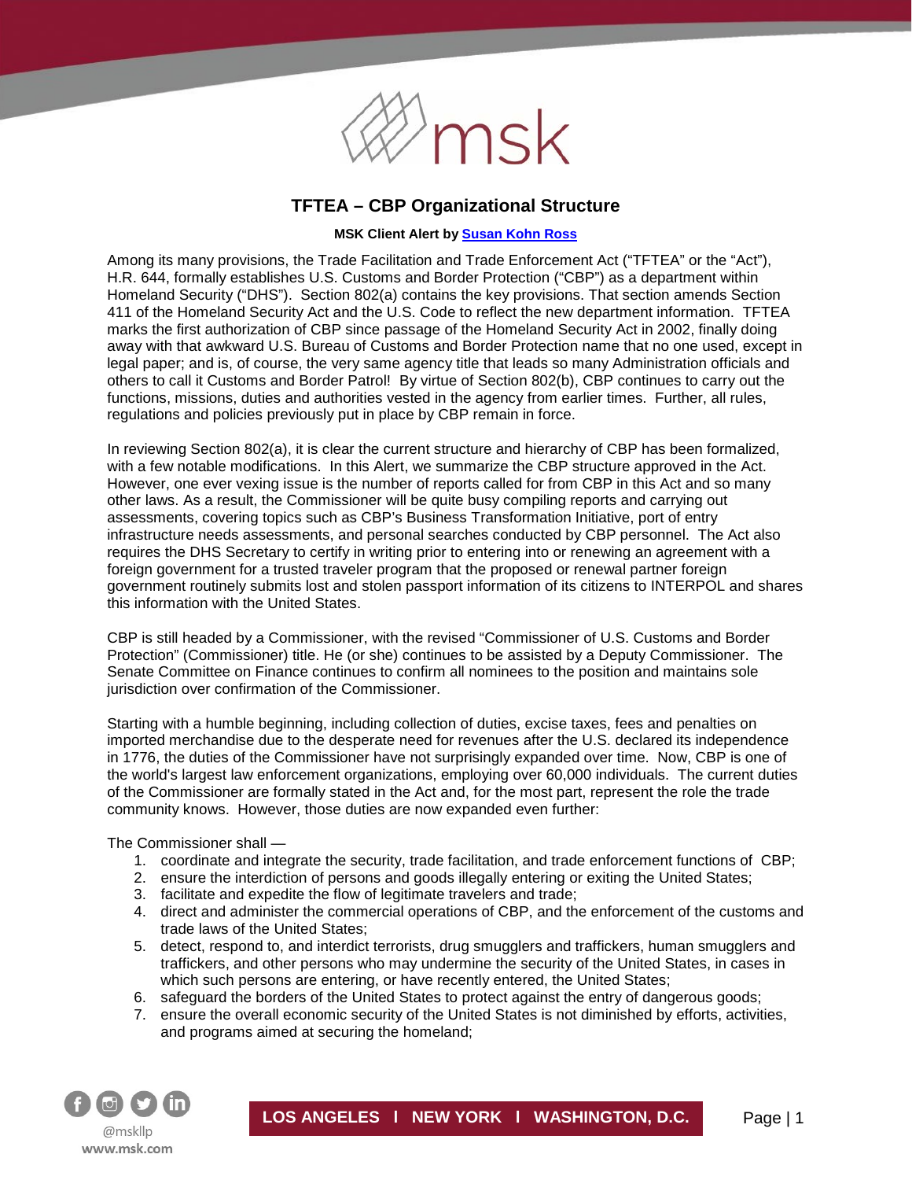# TFTEA – CBP Organizational Structure

**MSK Client Alert by Susan Kohn Ross**

Among its many provisions, the Trade Facilitation and Trade Enforcement Act ("TFTEA" or the "Act"), H.R. 644, formally establishes U.S. Customs and Border Protection ("CBP") as a department within Homeland Security ("DHS"). Section 802(a) contains the key provisions. That section amends Section 411 of the Homeland Security Act and the U.S. Code to reflect the new department information. TFTEA marks the first authorization of CBP since passage of the Homeland Security Act in 2002, finally doing away with that awkward U.S. Bureau of Customs and Border Protection name that no one used, except in legal paper; and is, of course, the very same agency title that leads so many Administration officials and others to call it Customs and Border Patrol! By virtue of Section 802(b), CBP continues to carry out the functions, missions, duties and authorities vested in the agency from earlier times. Further, all rules, regulations and policies previously put in place by CBP remain in force.

In reviewing Section 802(a), it is clear the current structure and hierarchy of CBP has been formalized, with a few notable modifications. In this Alert, we summarize the CBP structure approved in the Act. However, one ever vexing issue is the number of reports called for from CBP in this Act and so many other laws. As a result, the Commissioner will be quite busy compiling reports and carrying out assessments, covering topics such as CBP's Business Transformation Initiative, port of entry infrastructure needs assessments, and personal searches conducted by CBP personnel. The Act also requires the DHS Secretary to certify in writing prior to entering into or renewing an agreement with a foreign government for a trusted traveler program that the proposed or renewal partner foreign government routinely submits lost and stolen passport information of its citizens to INTERPOL and shares this information with the United States.

CBP is still headed by a Commissioner, with the revised "Commissioner of U.S. Customs and Border Protection" (Commissioner) title. He (or she) continues to be assisted by a Deputy Commissioner. The Senate Committee on Finance continues to confirm all nominees to the position and maintains sole jurisdiction over confirmation of the Commissioner.

Starting with a humble beginning, including collection of duties, excise taxes, fees and penalties on imported merchandise due to the desperate need for revenues after the U.S. declared its independence in 1776, the duties of the Commissioner have not surprisingly expanded over time. Now, CBP is one of the world's largest law enforcement organizations, employing over 60,000 individuals. The current duties of the Commissioner are formally stated in the Act and, for the most part, represent the role the trade community knows. However, those duties are now expanded even further:

The Commissioner shall —

1. coordinate and integrate the security, trade facilitation, and trade enforcement functions of CBP;
2. ensure the interdiction of persons and goods illegally entering or exiting the United States;
3. facilitate and expedite the flow of legitimate travelers and trade;
4. direct and administer the commercial operations of CBP, and the enforcement of the customs and trade laws of the United States;
5. detect, respond to, and interdict terrorists, drug smugglers and traffickers, human smugglers and traffickers, and other persons who may undermine the security of the United States, in cases in which such persons are entering, or have recently entered, the United States;
6. safeguard the borders of the United States to protect against the entry of dangerous goods;
7. ensure the overall economic security of the United States is not diminished by efforts, activities, and programs aimed at securing the homeland;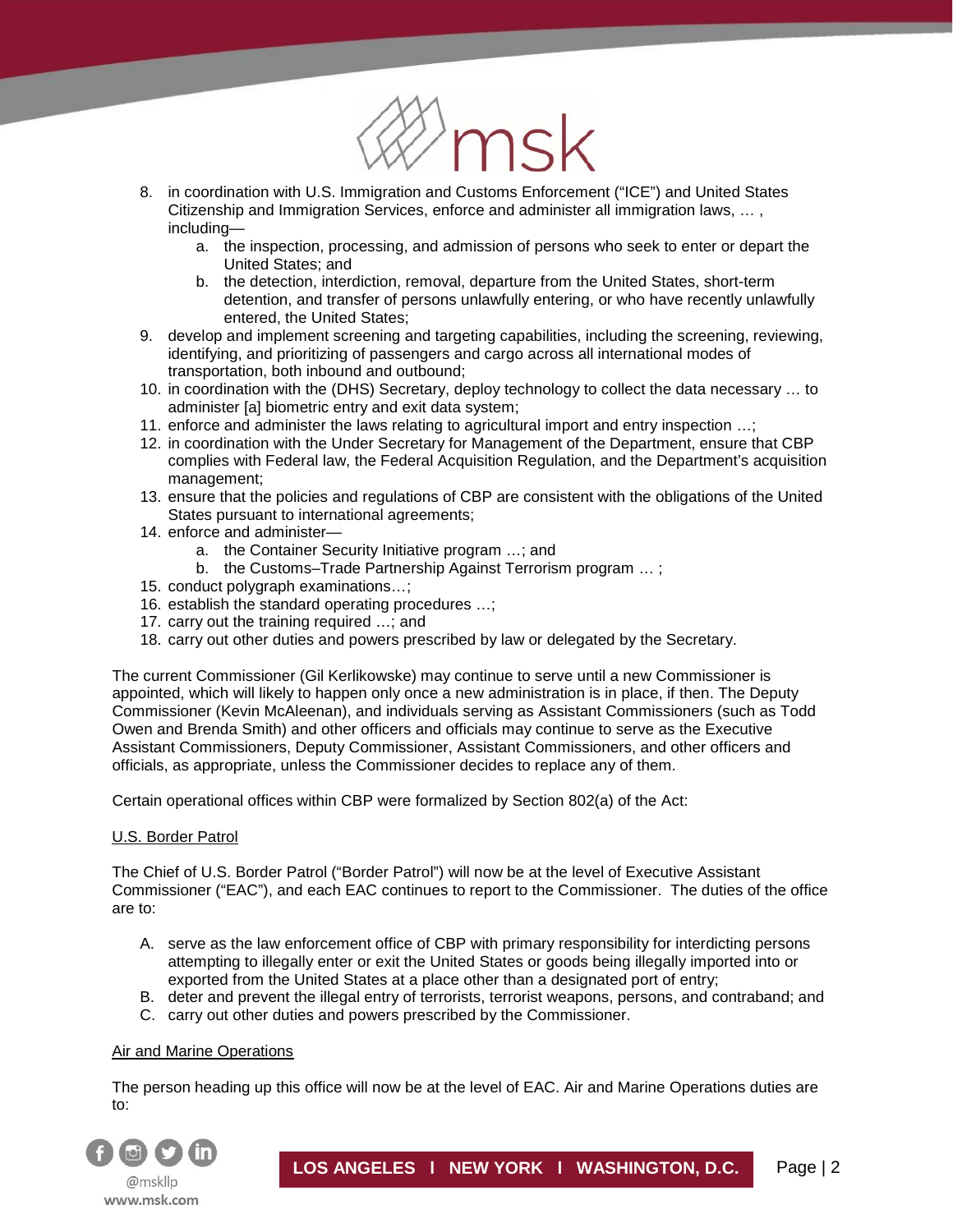8. in coordination with U.S. Immigration and Customs Enforcement ("ICE") and United States Citizenship and Immigration Services, enforce and administer all immigration laws, … , including—
    a. the inspection, processing, and admission of persons who seek to enter or depart the United States; and
    b. the detection, interdiction, removal, departure from the United States, short-term detention, and transfer of persons unlawfully entering, or who have recently unlawfully entered, the United States;
9. develop and implement screening and targeting capabilities, including the screening, reviewing, identifying, and prioritizing of passengers and cargo across all international modes of transportation, both inbound and outbound;
10. in coordination with the (DHS) Secretary, deploy technology to collect the data necessary … to administer [a] biometric entry and exit data system;
11. enforce and administer the laws relating to agricultural import and entry inspection …;
12. in coordination with the Under Secretary for Management of the Department, ensure that CBP complies with Federal law, the Federal Acquisition Regulation, and the Department's acquisition management;
13. ensure that the policies and regulations of CBP are consistent with the obligations of the United States pursuant to international agreements;
14. enforce and administer—
    a. the Container Security Initiative program …; and
    b. the Customs–Trade Partnership Against Terrorism program … ;
15. conduct polygraph examinations…;
16. establish the standard operating procedures …;
17. carry out the training required …; and
18. carry out other duties and powers prescribed by law or delegated by the Secretary.

The current Commissioner (Gil Kerlikowske) may continue to serve until a new Commissioner is appointed, which will likely to happen only once a new administration is in place, if then. The Deputy Commissioner (Kevin McAleenan), and individuals serving as Assistant Commissioners (such as Todd Owen and Brenda Smith) and other officers and officials may continue to serve as the Executive Assistant Commissioners, Deputy Commissioner, Assistant Commissioners, and other officers and officials, as appropriate, unless the Commissioner decides to replace any of them.

Certain operational offices within CBP were formalized by Section 802(a) of the Act:

<u>U.S. Border Patrol</u>

The Chief of U.S. Border Patrol ("Border Patrol") will now be at the level of Executive Assistant Commissioner ("EAC"), and each EAC continues to report to the Commissioner. The duties of the office are to:

A. serve as the law enforcement office of CBP with primary responsibility for interdicting persons attempting to illegally enter or exit the United States or goods being illegally imported into or exported from the United States at a place other than a designated port of entry;
B. deter and prevent the illegal entry of terrorists, terrorist weapons, persons, and contraband; and
C. carry out other duties and powers prescribed by the Commissioner.

<u>Air and Marine Operations</u>

The person heading up this office will now be at the level of EAC. Air and Marine Operations duties are to: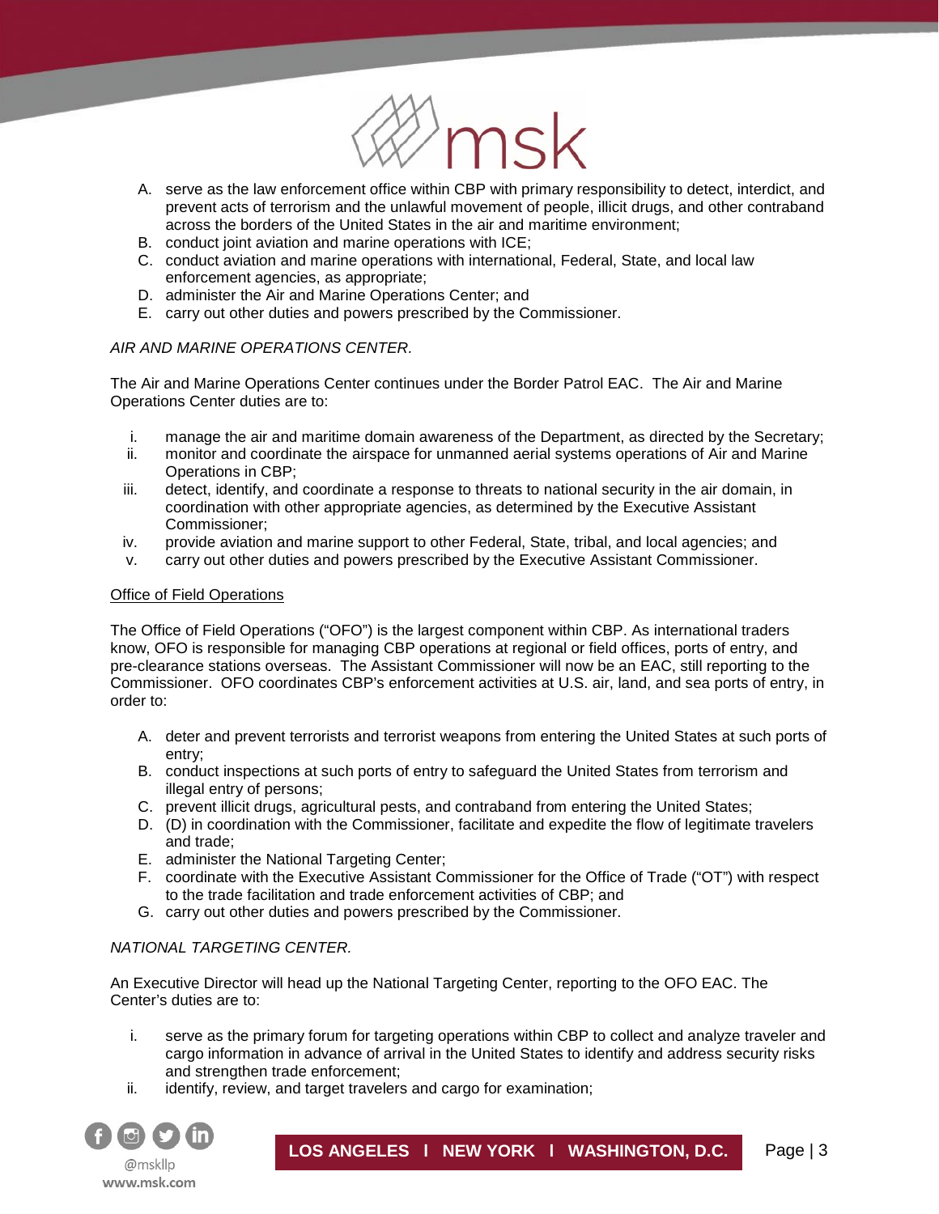A. serve as the law enforcement office within CBP with primary responsibility to detect, interdict, and prevent acts of terrorism and the unlawful movement of people, illicit drugs, and other contraband across the borders of the United States in the air and maritime environment;
B. conduct joint aviation and marine operations with ICE;
C. conduct aviation and marine operations with international, Federal, State, and local law enforcement agencies, as appropriate;
D. administer the Air and Marine Operations Center; and
E. carry out other duties and powers prescribed by the Commissioner.

*AIR AND MARINE OPERATIONS CENTER.*

The Air and Marine Operations Center continues under the Border Patrol EAC. The Air and Marine Operations Center duties are to:

i. manage the air and maritime domain awareness of the Department, as directed by the Secretary;
ii. monitor and coordinate the airspace for unmanned aerial systems operations of Air and Marine Operations in CBP;
iii. detect, identify, and coordinate a response to threats to national security in the air domain, in coordination with other appropriate agencies, as determined by the Executive Assistant Commissioner;
iv. provide aviation and marine support to other Federal, State, tribal, and local agencies; and
v. carry out other duties and powers prescribed by the Executive Assistant Commissioner.

Office of Field Operations

The Office of Field Operations ("OFO") is the largest component within CBP. As international traders know, OFO is responsible for managing CBP operations at regional or field offices, ports of entry, and pre-clearance stations overseas. The Assistant Commissioner will now be an EAC, still reporting to the Commissioner. OFO coordinates CBP's enforcement activities at U.S. air, land, and sea ports of entry, in order to:

A. deter and prevent terrorists and terrorist weapons from entering the United States at such ports of entry;
B. conduct inspections at such ports of entry to safeguard the United States from terrorism and illegal entry of persons;
C. prevent illicit drugs, agricultural pests, and contraband from entering the United States;
D. (D) in coordination with the Commissioner, facilitate and expedite the flow of legitimate travelers and trade;
E. administer the National Targeting Center;
F. coordinate with the Executive Assistant Commissioner for the Office of Trade ("OT") with respect to the trade facilitation and trade enforcement activities of CBP; and
G. carry out other duties and powers prescribed by the Commissioner.

*NATIONAL TARGETING CENTER.*

An Executive Director will head up the National Targeting Center, reporting to the OFO EAC. The Center's duties are to:

i. serve as the primary forum for targeting operations within CBP to collect and analyze traveler and cargo information in advance of arrival in the United States to identify and address security risks and strengthen trade enforcement;
ii. identify, review, and target travelers and cargo for examination;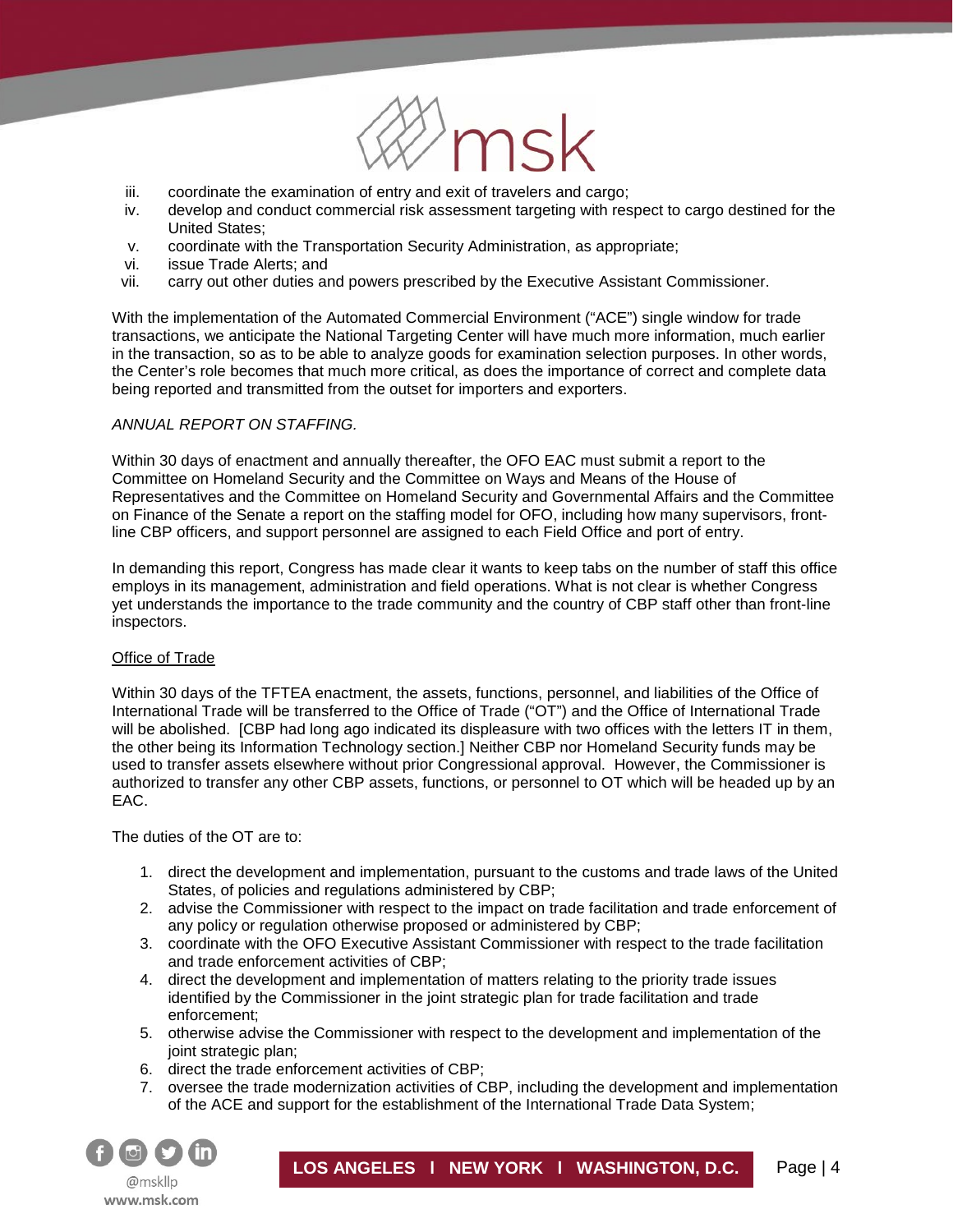iii. coordinate the examination of entry and exit of travelers and cargo;
iv. develop and conduct commercial risk assessment targeting with respect to cargo destined for the United States;
v. coordinate with the Transportation Security Administration, as appropriate;
vi. issue Trade Alerts; and
vii. carry out other duties and powers prescribed by the Executive Assistant Commissioner.

With the implementation of the Automated Commercial Environment ("ACE") single window for trade transactions, we anticipate the National Targeting Center will have much more information, much earlier in the transaction, so as to be able to analyze goods for examination selection purposes. In other words, the Center's role becomes that much more critical, as does the importance of correct and complete data being reported and transmitted from the outset for importers and exporters.

*ANNUAL REPORT ON STAFFING.*

Within 30 days of enactment and annually thereafter, the OFO EAC must submit a report to the Committee on Homeland Security and the Committee on Ways and Means of the House of Representatives and the Committee on Homeland Security and Governmental Affairs and the Committee on Finance of the Senate a report on the staffing model for OFO, including how many supervisors, front-line CBP officers, and support personnel are assigned to each Field Office and port of entry.

In demanding this report, Congress has made clear it wants to keep tabs on the number of staff this office employs in its management, administration and field operations. What is not clear is whether Congress yet understands the importance to the trade community and the country of CBP staff other than front-line inspectors.

Office of Trade

Within 30 days of the TFTEA enactment, the assets, functions, personnel, and liabilities of the Office of International Trade will be transferred to the Office of Trade ("OT") and the Office of International Trade will be abolished. [CBP had long ago indicated its displeasure with two offices with the letters IT in them, the other being its Information Technology section.] Neither CBP nor Homeland Security funds may be used to transfer assets elsewhere without prior Congressional approval. However, the Commissioner is authorized to transfer any other CBP assets, functions, or personnel to OT which will be headed up by an EAC.

The duties of the OT are to:

1. direct the development and implementation, pursuant to the customs and trade laws of the United States, of policies and regulations administered by CBP;
2. advise the Commissioner with respect to the impact on trade facilitation and trade enforcement of any policy or regulation otherwise proposed or administered by CBP;
3. coordinate with the OFO Executive Assistant Commissioner with respect to the trade facilitation and trade enforcement activities of CBP;
4. direct the development and implementation of matters relating to the priority trade issues identified by the Commissioner in the joint strategic plan for trade facilitation and trade enforcement;
5. otherwise advise the Commissioner with respect to the development and implementation of the joint strategic plan;
6. direct the trade enforcement activities of CBP;
7. oversee the trade modernization activities of CBP, including the development and implementation of the ACE and support for the establishment of the International Trade Data System;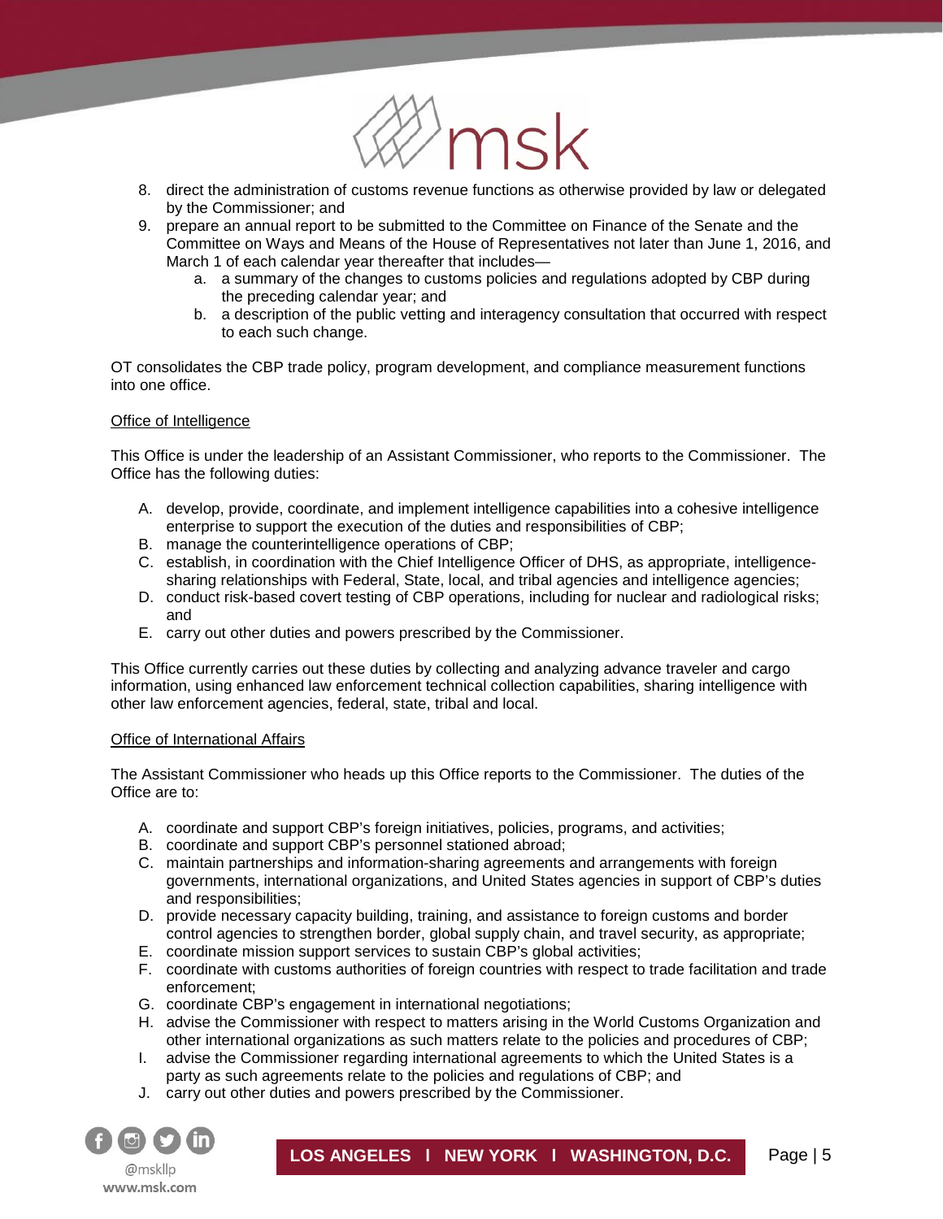8. direct the administration of customs revenue functions as otherwise provided by law or delegated by the Commissioner; and
9. prepare an annual report to be submitted to the Committee on Finance of the Senate and the Committee on Ways and Means of the House of Representatives not later than June 1, 2016, and March 1 of each calendar year thereafter that includes—
   a. a summary of the changes to customs policies and regulations adopted by CBP during the preceding calendar year; and
   b. a description of the public vetting and interagency consultation that occurred with respect to each such change.

OT consolidates the CBP trade policy, program development, and compliance measurement functions into one office.

<u>Office of Intelligence</u>

This Office is under the leadership of an Assistant Commissioner, who reports to the Commissioner. The Office has the following duties:

A. develop, provide, coordinate, and implement intelligence capabilities into a cohesive intelligence enterprise to support the execution of the duties and responsibilities of CBP;
B. manage the counterintelligence operations of CBP;
C. establish, in coordination with the Chief Intelligence Officer of DHS, as appropriate, intelligence-sharing relationships with Federal, State, local, and tribal agencies and intelligence agencies;
D. conduct risk-based covert testing of CBP operations, including for nuclear and radiological risks; and
E. carry out other duties and powers prescribed by the Commissioner.

This Office currently carries out these duties by collecting and analyzing advance traveler and cargo information, using enhanced law enforcement technical collection capabilities, sharing intelligence with other law enforcement agencies, federal, state, tribal and local.

<u>Office of International Affairs</u>

The Assistant Commissioner who heads up this Office reports to the Commissioner. The duties of the Office are to:

A. coordinate and support CBP's foreign initiatives, policies, programs, and activities;
B. coordinate and support CBP's personnel stationed abroad;
C. maintain partnerships and information-sharing agreements and arrangements with foreign governments, international organizations, and United States agencies in support of CBP's duties and responsibilities;
D. provide necessary capacity building, training, and assistance to foreign customs and border control agencies to strengthen border, global supply chain, and travel security, as appropriate;
E. coordinate mission support services to sustain CBP's global activities;
F. coordinate with customs authorities of foreign countries with respect to trade facilitation and trade enforcement;
G. coordinate CBP's engagement in international negotiations;
H. advise the Commissioner with respect to matters arising in the World Customs Organization and other international organizations as such matters relate to the policies and procedures of CBP;
I. advise the Commissioner regarding international agreements to which the United States is a party as such agreements relate to the policies and regulations of CBP; and
J. carry out other duties and powers prescribed by the Commissioner.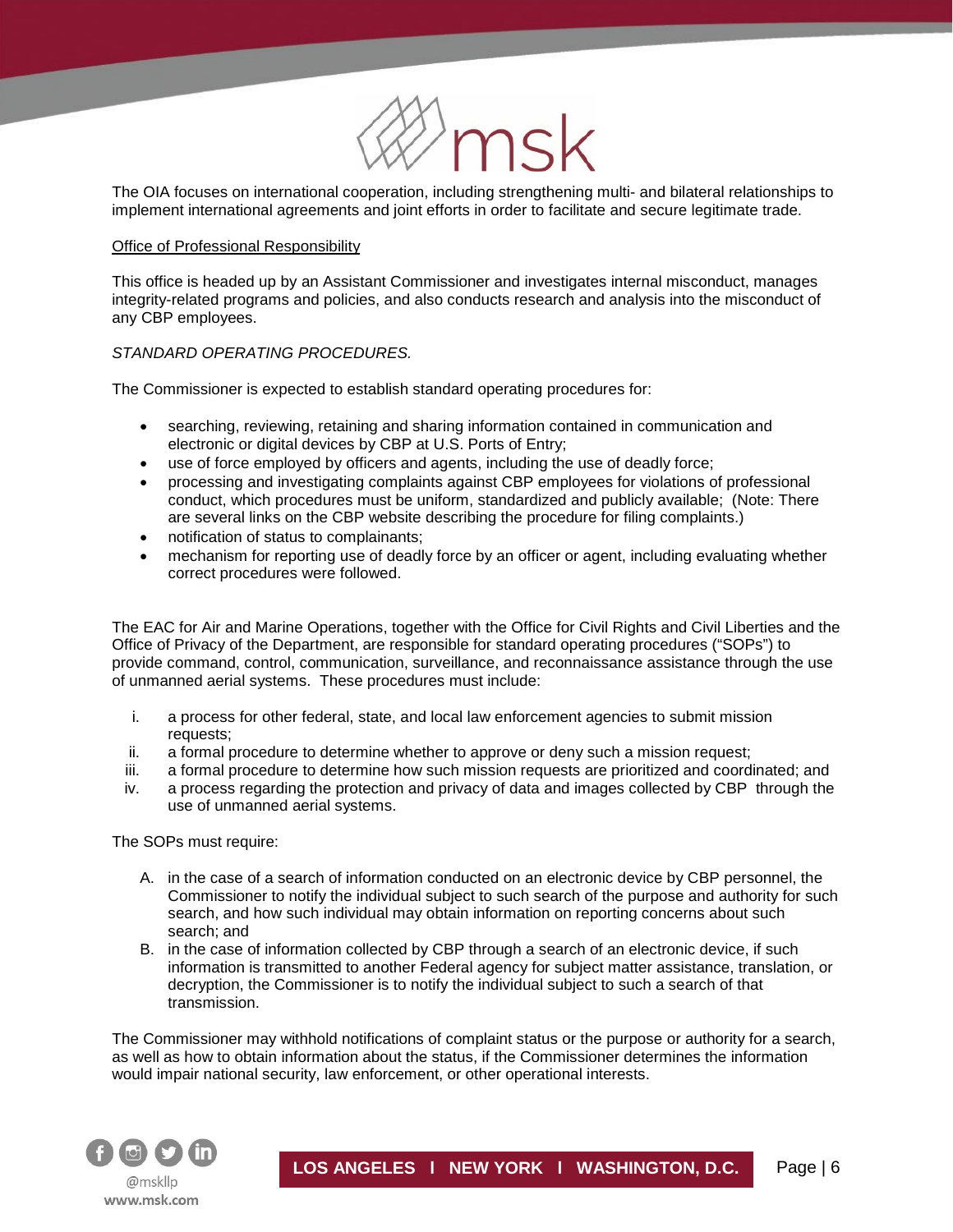The OIA focuses on international cooperation, including strengthening multi- and bilateral relationships to implement international agreements and joint efforts in order to facilitate and secure legitimate trade.

<u>Office of Professional Responsibility</u>

This office is headed up by an Assistant Commissioner and investigates internal misconduct, manages integrity-related programs and policies, and also conducts research and analysis into the misconduct of any CBP employees.

*STANDARD OPERATING PROCEDURES.*

The Commissioner is expected to establish standard operating procedures for:

- searching, reviewing, retaining and sharing information contained in communication and electronic or digital devices by CBP at U.S. Ports of Entry;
- use of force employed by officers and agents, including the use of deadly force;
- processing and investigating complaints against CBP employees for violations of professional conduct, which procedures must be uniform, standardized and publicly available; (Note: There are several links on the CBP website describing the procedure for filing complaints.)
- notification of status to complainants;
- mechanism for reporting use of deadly force by an officer or agent, including evaluating whether correct procedures were followed.

The EAC for Air and Marine Operations, together with the Office for Civil Rights and Civil Liberties and the Office of Privacy of the Department, are responsible for standard operating procedures ("SOPs") to provide command, control, communication, surveillance, and reconnaissance assistance through the use of unmanned aerial systems. These procedures must include:

i. a process for other federal, state, and local law enforcement agencies to submit mission requests;
ii. a formal procedure to determine whether to approve or deny such a mission request;
iii. a formal procedure to determine how such mission requests are prioritized and coordinated; and
iv. a process regarding the protection and privacy of data and images collected by CBP through the use of unmanned aerial systems.

The SOPs must require:

A. in the case of a search of information conducted on an electronic device by CBP personnel, the Commissioner to notify the individual subject to such search of the purpose and authority for such search, and how such individual may obtain information on reporting concerns about such search; and
B. in the case of information collected by CBP through a search of an electronic device, if such information is transmitted to another Federal agency for subject matter assistance, translation, or decryption, the Commissioner is to notify the individual subject to such a search of that transmission.

The Commissioner may withhold notifications of complaint status or the purpose or authority for a search, as well as how to obtain information about the status, if the Commissioner determines the information would impair national security, law enforcement, or other operational interests.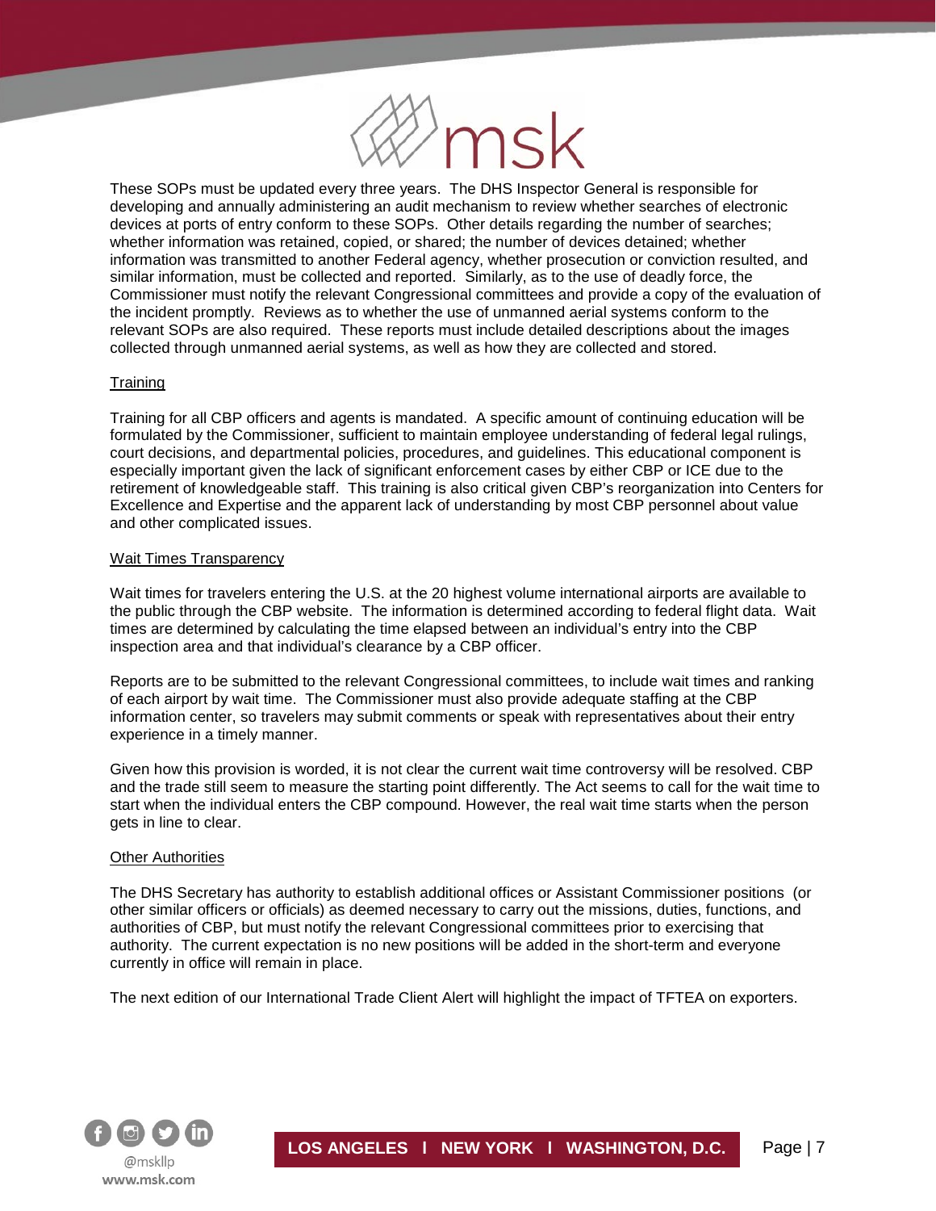These SOPs must be updated every three years. The DHS Inspector General is responsible for developing and annually administering an audit mechanism to review whether searches of electronic devices at ports of entry conform to these SOPs. Other details regarding the number of searches; whether information was retained, copied, or shared; the number of devices detained; whether information was transmitted to another Federal agency, whether prosecution or conviction resulted, and similar information, must be collected and reported. Similarly, as to the use of deadly force, the Commissioner must notify the relevant Congressional committees and provide a copy of the evaluation of the incident promptly. Reviews as to whether the use of unmanned aerial systems conform to the relevant SOPs are also required. These reports must include detailed descriptions about the images collected through unmanned aerial systems, as well as how they are collected and stored.

Training

Training for all CBP officers and agents is mandated. A specific amount of continuing education will be formulated by the Commissioner, sufficient to maintain employee understanding of federal legal rulings, court decisions, and departmental policies, procedures, and guidelines. This educational component is especially important given the lack of significant enforcement cases by either CBP or ICE due to the retirement of knowledgeable staff. This training is also critical given CBP's reorganization into Centers for Excellence and Expertise and the apparent lack of understanding by most CBP personnel about value and other complicated issues.

Wait Times Transparency

Wait times for travelers entering the U.S. at the 20 highest volume international airports are available to the public through the CBP website. The information is determined according to federal flight data. Wait times are determined by calculating the time elapsed between an individual's entry into the CBP inspection area and that individual's clearance by a CBP officer.

Reports are to be submitted to the relevant Congressional committees, to include wait times and ranking of each airport by wait time. The Commissioner must also provide adequate staffing at the CBP information center, so travelers may submit comments or speak with representatives about their entry experience in a timely manner.

Given how this provision is worded, it is not clear the current wait time controversy will be resolved. CBP and the trade still seem to measure the starting point differently. The Act seems to call for the wait time to start when the individual enters the CBP compound. However, the real wait time starts when the person gets in line to clear.

Other Authorities

The DHS Secretary has authority to establish additional offices or Assistant Commissioner positions (or other similar officers or officials) as deemed necessary to carry out the missions, duties, functions, and authorities of CBP, but must notify the relevant Congressional committees prior to exercising that authority. The current expectation is no new positions will be added in the short-term and everyone currently in office will remain in place.

The next edition of our International Trade Client Alert will highlight the impact of TFTEA on exporters.